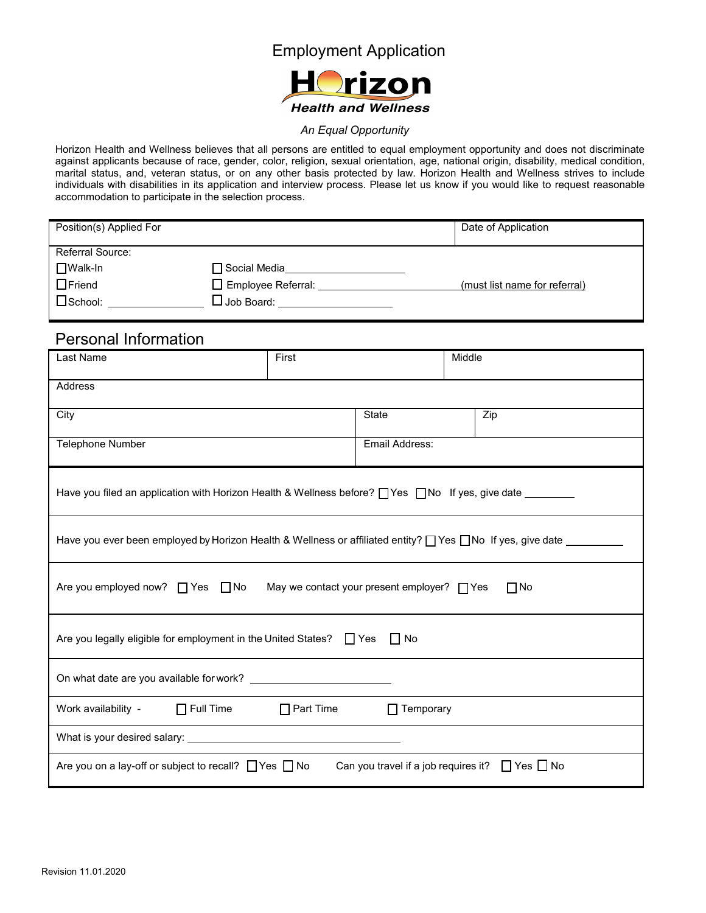# Employment Application

**Horizon**
***Health and Wellness***

*An Equal Opportunity*

Horizon Health and Wellness believes that all persons are entitled to equal employment opportunity and does not discriminate against applicants because of race, gender, color, religion, sexual orientation, age, national origin, disability, medical condition, marital status, and, veteran status, or on any other basis protected by law. Horizon Health and Wellness strives to include individuals with disabilities in its application and interview process. Please let us know if you would like to request reasonable accommodation to participate in the selection process.

| Position(s) Applied For | Date of Application |
|---|---|
| | |

Referral Source:

- ☐ Walk-In
- ☐ Social Media ____________________
- ☐ Friend
- ☐ Employee Referral: ______________________ (must list name for referral)
- ☐ School: ________________
- ☐ Job Board: ____________________

## Personal Information

| Last Name | First | Middle |
|---|---|---|
| | | |

| Address |
|---|
| |

| City | State | Zip |
|---|---|---|
| | | |

| Telephone Number | Email Address: |
|---|---|
| | |

Have you filed an application with Horizon Health & Wellness before? ☐ Yes ☐ No If yes, give date ________

Have you ever been employed by Horizon Health & Wellness or affiliated entity? ☐ Yes ☐ No If yes, give date __________

Are you employed now? ☐ Yes ☐ No May we contact your present employer? ☐ Yes ☐ No

Are you legally eligible for employment in the United States? ☐ Yes ☐ No

On what date are you available for work? ________________________

Work availability - ☐ Full Time ☐ Part Time ☐ Temporary

What is your desired salary: ____________________________________

Are you on a lay-off or subject to recall? ☐ Yes ☐ No Can you travel if a job requires it? ☐ Yes ☐ No

Revision 11.01.2020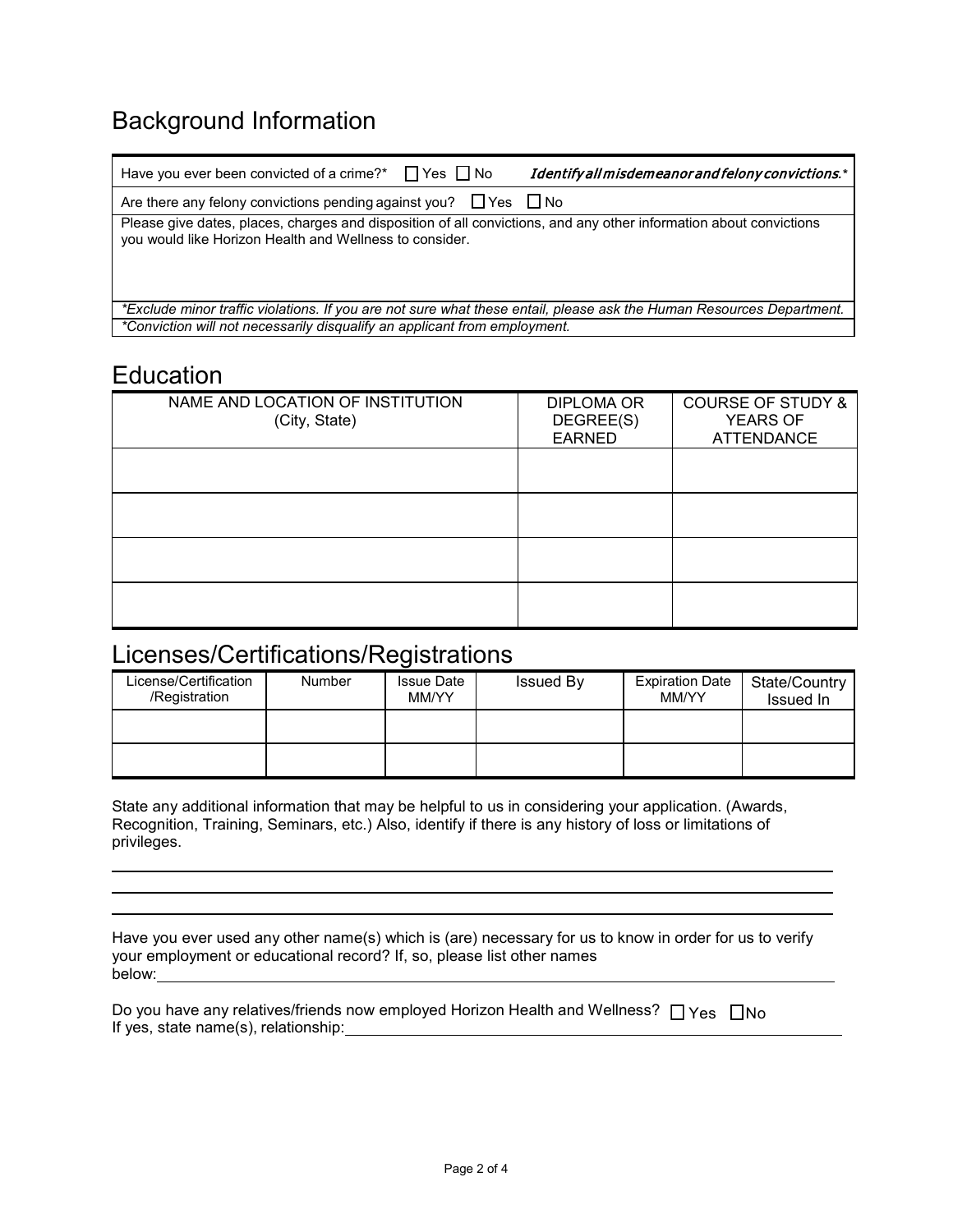## Background Information

| Have you ever been convicted of a crime?* ☐ Yes ☐ No *Identify all misdemeanor and felony convictions.** |
|---|
| Are there any felony convictions pending against you? ☐ Yes ☐ No |
| Please give dates, places, charges and disposition of all convictions, and any other information about convictions you would like Horizon Health and Wellness to consider. |
| *\*Exclude minor traffic violations. If you are not sure what these entail, please ask the Human Resources Department.* |
| *\*Conviction will not necessarily disqualify an applicant from employment.* |

## Education

| NAME AND LOCATION OF INSTITUTION (City, State) | DIPLOMA OR DEGREE(S) EARNED | COURSE OF STUDY & YEARS OF ATTENDANCE |
|---|---|---|
| | | |
| | | |
| | | |
| | | |

## Licenses/Certifications/Registrations

| License/Certification /Registration | Number | Issue Date MM/YY | Issued By | Expiration Date MM/YY | State/Country Issued In |
|---|---|---|---|---|---|
| | | | | | |
| | | | | | |

State any additional information that may be helpful to us in considering your application. (Awards, Recognition, Training, Seminars, etc.) Also, identify if there is any history of loss or limitations of privileges.

\_\_\_\_\_\_\_\_\_\_\_\_\_\_\_\_\_\_\_\_\_\_\_\_\_\_\_\_\_\_\_\_\_\_\_\_\_\_\_\_\_\_\_\_\_\_\_\_\_\_\_\_\_\_\_\_\_\_\_\_

\_\_\_\_\_\_\_\_\_\_\_\_\_\_\_\_\_\_\_\_\_\_\_\_\_\_\_\_\_\_\_\_\_\_\_\_\_\_\_\_\_\_\_\_\_\_\_\_\_\_\_\_\_\_\_\_\_\_\_\_

\_\_\_\_\_\_\_\_\_\_\_\_\_\_\_\_\_\_\_\_\_\_\_\_\_\_\_\_\_\_\_\_\_\_\_\_\_\_\_\_\_\_\_\_\_\_\_\_\_\_\_\_\_\_\_\_\_\_\_\_

Have you ever used any other name(s) which is (are) necessary for us to know in order for us to verify your employment or educational record? If, so, please list other names below:\_\_\_\_\_\_\_\_\_\_\_\_\_\_\_\_\_\_\_\_\_\_\_\_\_\_\_\_\_\_\_\_\_\_\_\_\_\_\_\_\_\_\_\_\_\_\_\_

Do you have any relatives/friends now employed Horizon Health and Wellness? ☐ Yes ☐ No
If yes, state name(s), relationship:\_\_\_\_\_\_\_\_\_\_\_\_\_\_\_\_\_\_\_\_\_\_\_\_\_\_\_\_\_\_\_\_\_\_\_\_\_\_\_\_\_\_\_\_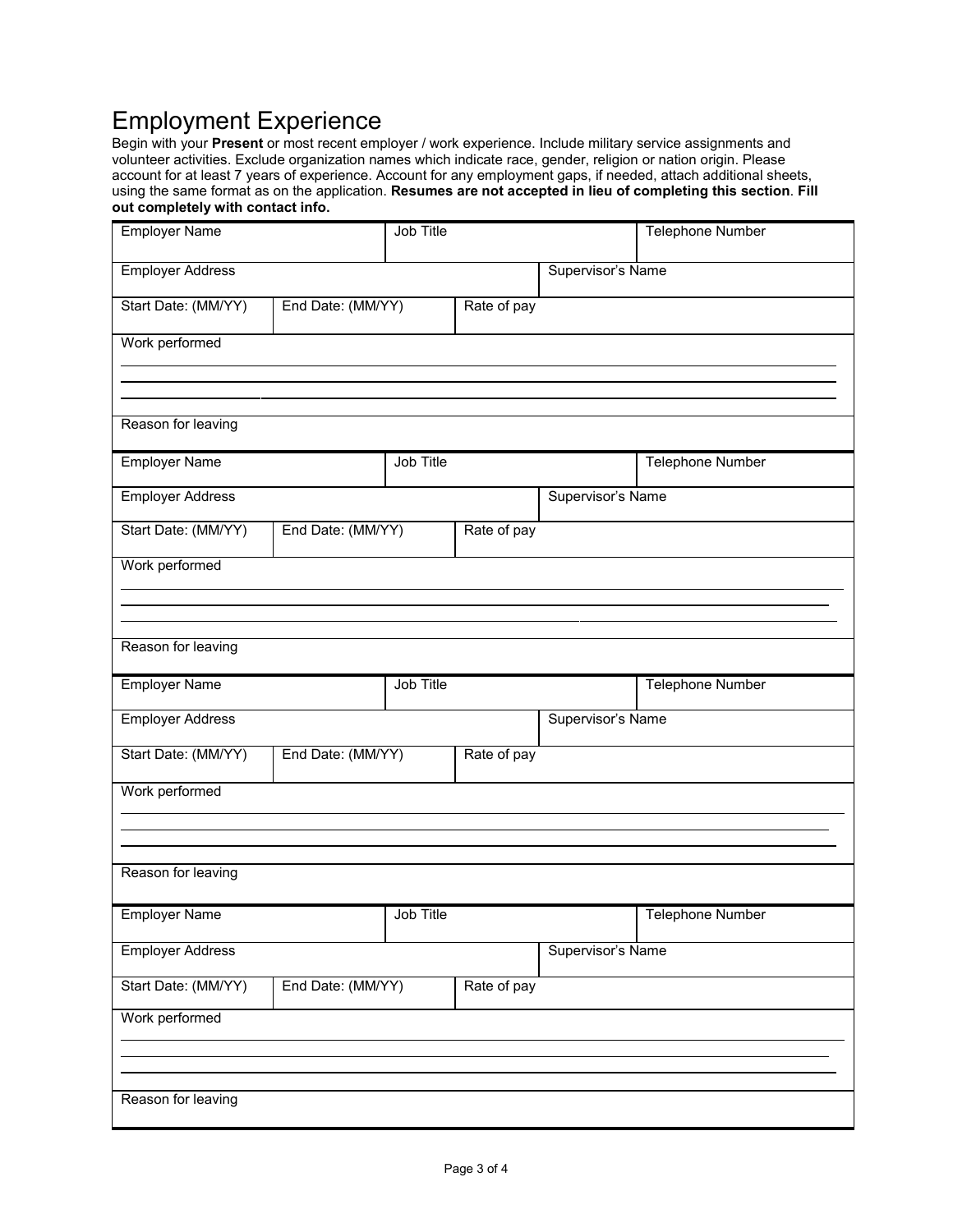# Employment Experience

Begin with your **Present** or most recent employer / work experience. Include military service assignments and volunteer activities. Exclude organization names which indicate race, gender, religion or nation origin. Please account for at least 7 years of experience. Account for any employment gaps, if needed, attach additional sheets, using the same format as on the application. **Resumes are not accepted in lieu of completing this section**. **Fill out completely with contact info.**

| Employer Name | | Job Title | | Telephone Number |
|---|---|---|---|---|
| Employer Address | | | Supervisor's Name | |
| Start Date: (MM/YY) | End Date: (MM/YY) | Rate of pay | | |
| Work performed | | | | |
| Reason for leaving | | | | |

| Employer Name | | Job Title | | Telephone Number |
|---|---|---|---|---|
| Employer Address | | | Supervisor's Name | |
| Start Date: (MM/YY) | End Date: (MM/YY) | Rate of pay | | |
| Work performed | | | | |
| Reason for leaving | | | | |

| Employer Name | | Job Title | | Telephone Number |
|---|---|---|---|---|
| Employer Address | | | Supervisor's Name | |
| Start Date: (MM/YY) | End Date: (MM/YY) | Rate of pay | | |
| Work performed | | | | |
| Reason for leaving | | | | |

| Employer Name | | Job Title | | Telephone Number |
|---|---|---|---|---|
| Employer Address | | | Supervisor's Name | |
| Start Date: (MM/YY) | End Date: (MM/YY) | Rate of pay | | |
| Work performed | | | | |
| Reason for leaving | | | | |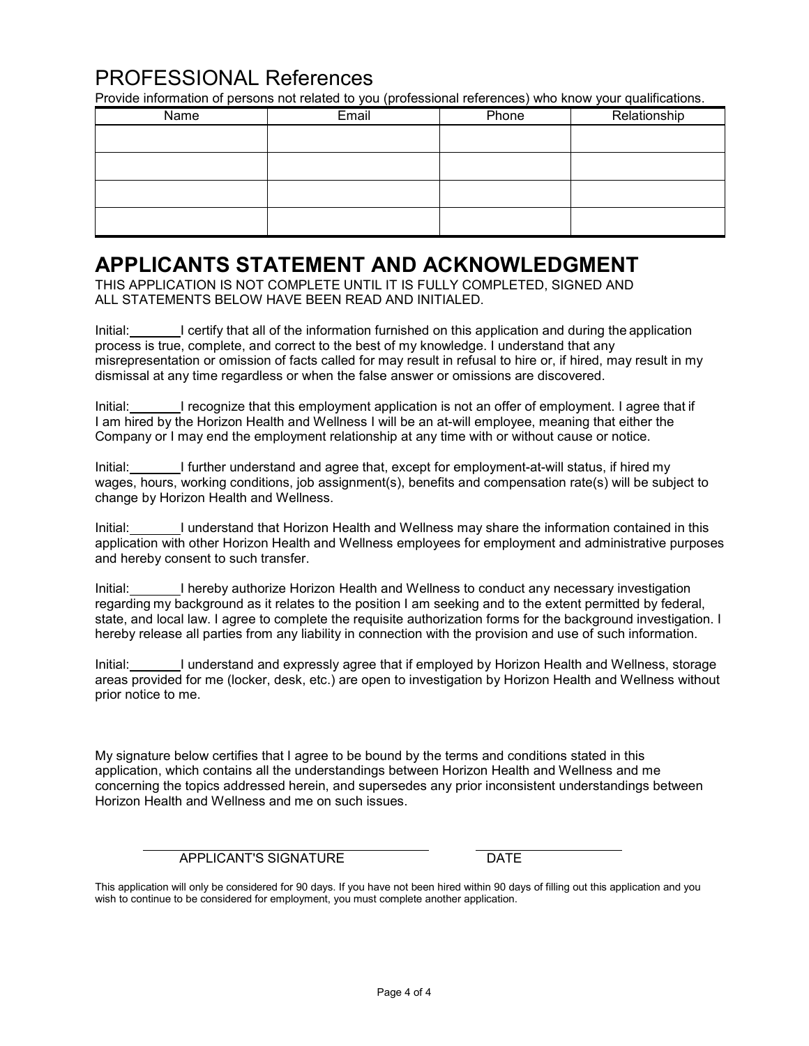## PROFESSIONAL References

Provide information of persons not related to you (professional references) who know your qualifications.

| Name | Email | Phone | Relationship |
|---|---|---|---|
| | | | |
| | | | |
| | | | |
| | | | |

# APPLICANTS STATEMENT AND ACKNOWLEDGMENT

THIS APPLICATION IS NOT COMPLETE UNTIL IT IS FULLY COMPLETED, SIGNED AND ALL STATEMENTS BELOW HAVE BEEN READ AND INITIALED.

Initial:_______ I certify that all of the information furnished on this application and during the application process is true, complete, and correct to the best of my knowledge. I understand that any misrepresentation or omission of facts called for may result in refusal to hire or, if hired, may result in my dismissal at any time regardless or when the false answer or omissions are discovered.

Initial:_______ I recognize that this employment application is not an offer of employment. I agree that if I am hired by the Horizon Health and Wellness I will be an at-will employee, meaning that either the Company or I may end the employment relationship at any time with or without cause or notice.

Initial:_______ I further understand and agree that, except for employment-at-will status, if hired my wages, hours, working conditions, job assignment(s), benefits and compensation rate(s) will be subject to change by Horizon Health and Wellness.

Initial:_______ I understand that Horizon Health and Wellness may share the information contained in this application with other Horizon Health and Wellness employees for employment and administrative purposes and hereby consent to such transfer.

Initial:_______ I hereby authorize Horizon Health and Wellness to conduct any necessary investigation regarding my background as it relates to the position I am seeking and to the extent permitted by federal, state, and local law. I agree to complete the requisite authorization forms for the background investigation. I hereby release all parties from any liability in connection with the provision and use of such information.

Initial:_______ I understand and expressly agree that if employed by Horizon Health and Wellness, storage areas provided for me (locker, desk, etc.) are open to investigation by Horizon Health and Wellness without prior notice to me.

My signature below certifies that I agree to be bound by the terms and conditions stated in this application, which contains all the understandings between Horizon Health and Wellness and me concerning the topics addressed herein, and supersedes any prior inconsistent understandings between Horizon Health and Wellness and me on such issues.

______________________________ APPLICANT'S SIGNATURE

______________ DATE

This application will only be considered for 90 days. If you have not been hired within 90 days of filling out this application and you wish to continue to be considered for employment, you must complete another application.